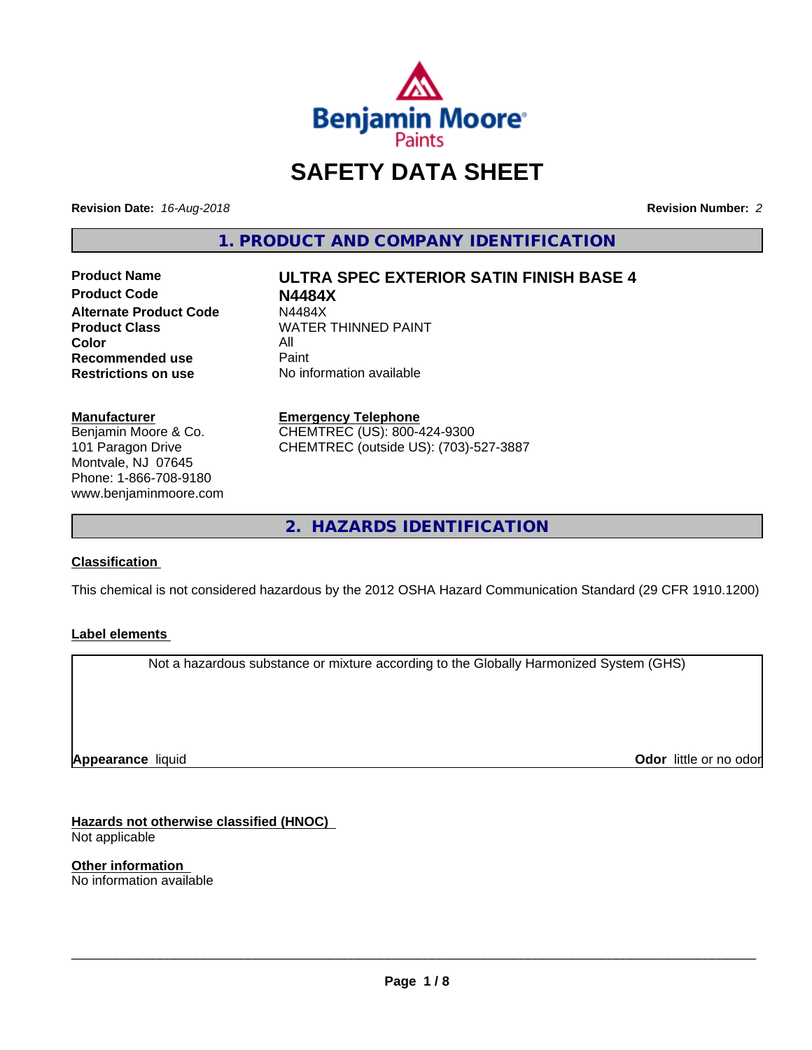Benjamin Moore Paints

# SAFETY DATA SHEET

**Revision Date:** *16-Aug-2018*

**Revision Number:** *2*

## 1. PRODUCT AND COMPANY IDENTIFICATION

| | |
|---|---|
| **Product Name** | **ULTRA SPEC EXTERIOR SATIN FINISH BASE 4** |
| **Product Code** | **N4484X** |
| **Alternate Product Code** | N4484X |
| **Product Class** | WATER THINNED PAINT |
| **Color** | All |
| **Recommended use** | Paint |
| **Restrictions on use** | No information available |

**Manufacturer**
Benjamin Moore & Co.
101 Paragon Drive
Montvale, NJ 07645
Phone: 1-866-708-9180
www.benjaminmoore.com

**Emergency Telephone**
CHEMTREC (US): 800-424-9300
CHEMTREC (outside US): (703)-527-3887

## 2. HAZARDS IDENTIFICATION

**Classification**

This chemical is not considered hazardous by the 2012 OSHA Hazard Communication Standard (29 CFR 1910.1200)

**Label elements**

Not a hazardous substance or mixture according to the Globally Harmonized System (GHS)

**Appearance** liquid

**Odor** little or no odor

**Hazards not otherwise classified (HNOC)**
Not applicable

**Other information**
No information available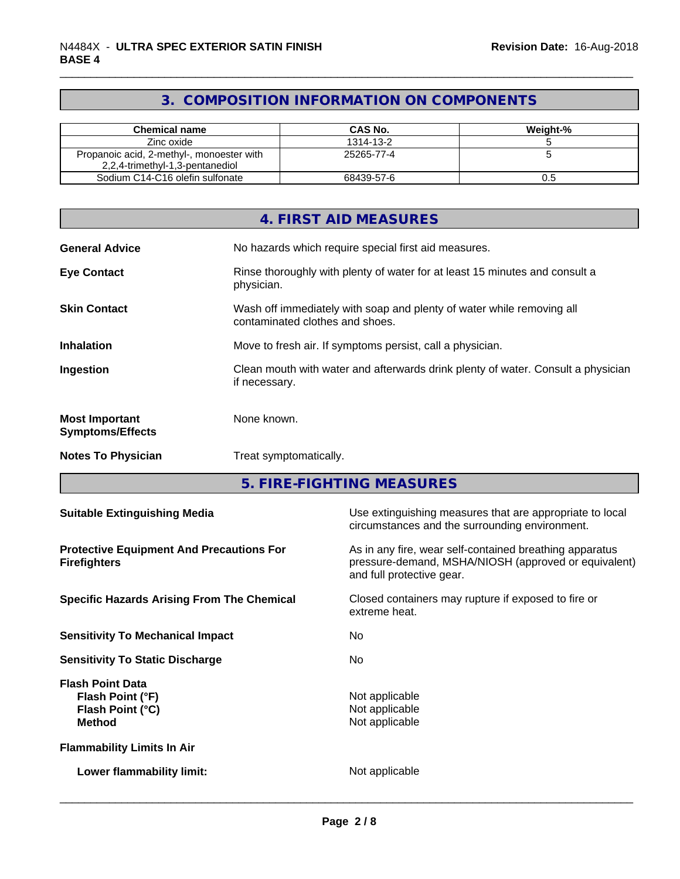## 3. COMPOSITION INFORMATION ON COMPONENTS

| Chemical name | CAS No. | Weight-% |
|---|---|---|
| Zinc oxide | 1314-13-2 | 5 |
| Propanoic acid, 2-methyl-, monoester with 2,2,4-trimethyl-1,3-pentanediol | 25265-77-4 | 5 |
| Sodium C14-C16 olefin sulfonate | 68439-57-6 | 0.5 |

## 4. FIRST AID MEASURES

**General Advice** No hazards which require special first aid measures.

**Eye Contact** Rinse thoroughly with plenty of water for at least 15 minutes and consult a physician.

**Skin Contact** Wash off immediately with soap and plenty of water while removing all contaminated clothes and shoes.

**Inhalation** Move to fresh air. If symptoms persist, call a physician.

**Ingestion** Clean mouth with water and afterwards drink plenty of water. Consult a physician if necessary.

**Most Important Symptoms/Effects** None known.

**Notes To Physician** Treat symptomatically.

## 5. FIRE-FIGHTING MEASURES

**Suitable Extinguishing Media** Use extinguishing measures that are appropriate to local circumstances and the surrounding environment.

**Protective Equipment And Precautions For Firefighters** As in any fire, wear self-contained breathing apparatus pressure-demand, MSHA/NIOSH (approved or equivalent) and full protective gear.

**Specific Hazards Arising From The Chemical** Closed containers may rupture if exposed to fire or extreme heat.

**Sensitivity To Mechanical Impact** No

**Sensitivity To Static Discharge** No

**Flash Point Data**
**Flash Point (°F)** Not applicable
**Flash Point (°C)** Not applicable
**Method** Not applicable

**Flammability Limits In Air**

**Lower flammability limit:** Not applicable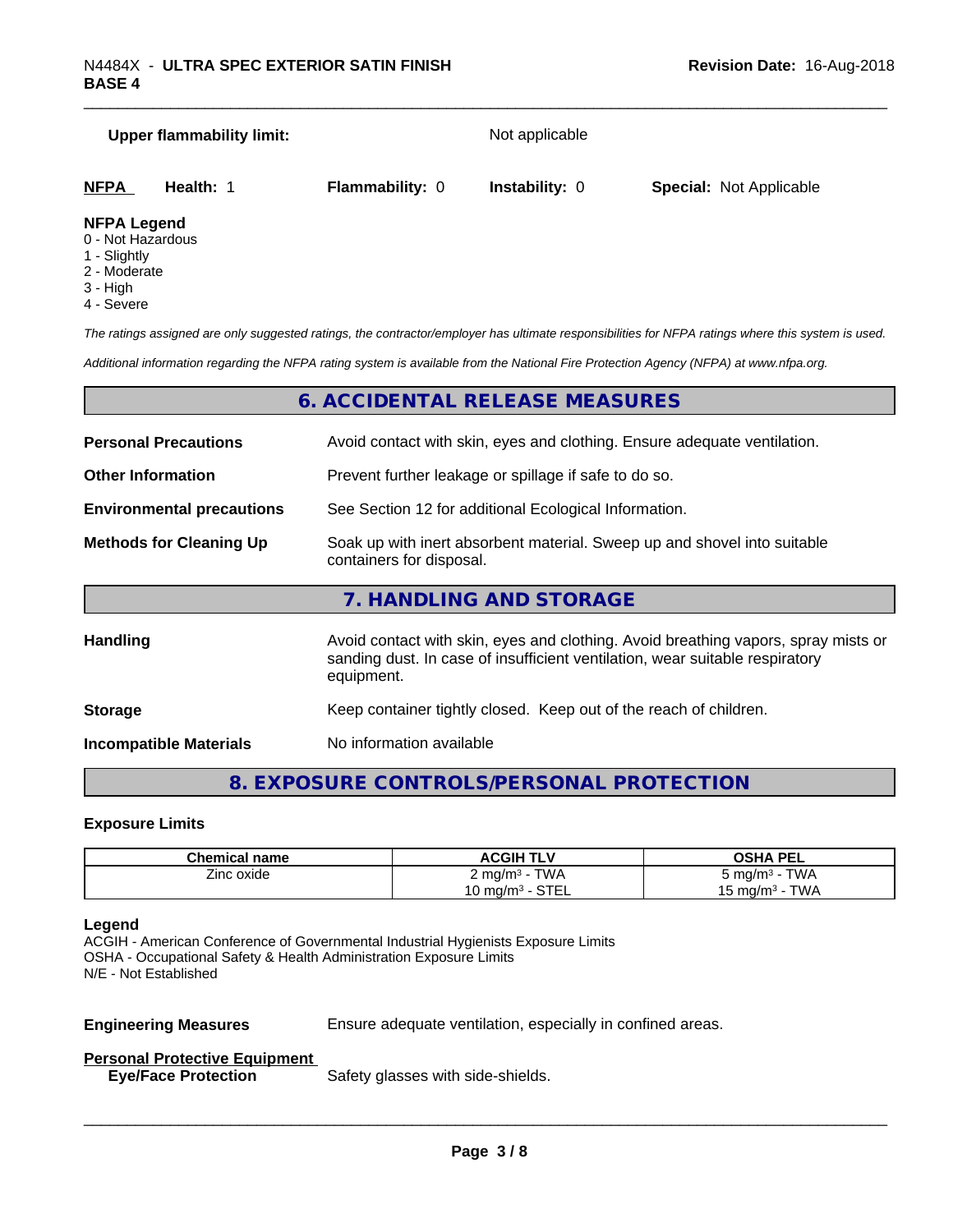**Upper flammability limit:** Not applicable

| **NFPA** | **Health:** 1 | **Flammability:** 0 | **Instability:** 0 | **Special:** Not Applicable |
|---|---|---|---|---|

**NFPA Legend**
- 0 - Not Hazardous
- 1 - Slightly
- 2 - Moderate
- 3 - High
- 4 - Severe

*The ratings assigned are only suggested ratings, the contractor/employer has ultimate responsibilities for NFPA ratings where this system is used.*

*Additional information regarding the NFPA rating system is available from the National Fire Protection Agency (NFPA) at www.nfpa.org.*

## 6. ACCIDENTAL RELEASE MEASURES

**Personal Precautions** — Avoid contact with skin, eyes and clothing. Ensure adequate ventilation.

**Other Information** — Prevent further leakage or spillage if safe to do so.

**Environmental precautions** — See Section 12 for additional Ecological Information.

**Methods for Cleaning Up** — Soak up with inert absorbent material. Sweep up and shovel into suitable containers for disposal.

## 7. HANDLING AND STORAGE

**Handling** — Avoid contact with skin, eyes and clothing. Avoid breathing vapors, spray mists or sanding dust. In case of insufficient ventilation, wear suitable respiratory equipment.

**Storage** — Keep container tightly closed. Keep out of the reach of children.

**Incompatible Materials** — No information available

## 8. EXPOSURE CONTROLS/PERSONAL PROTECTION

### Exposure Limits

| Chemical name | ACGIH TLV | OSHA PEL |
|---|---|---|
| Zinc oxide | 2 mg/m³ - TWA<br>10 mg/m³ - STEL | 5 mg/m³ - TWA<br>15 mg/m³ - TWA |

**Legend**
ACGIH - American Conference of Governmental Industrial Hygienists Exposure Limits
OSHA - Occupational Safety & Health Administration Exposure Limits
N/E - Not Established

**Engineering Measures** — Ensure adequate ventilation, especially in confined areas.

**Personal Protective Equipment**

**Eye/Face Protection** — Safety glasses with side-shields.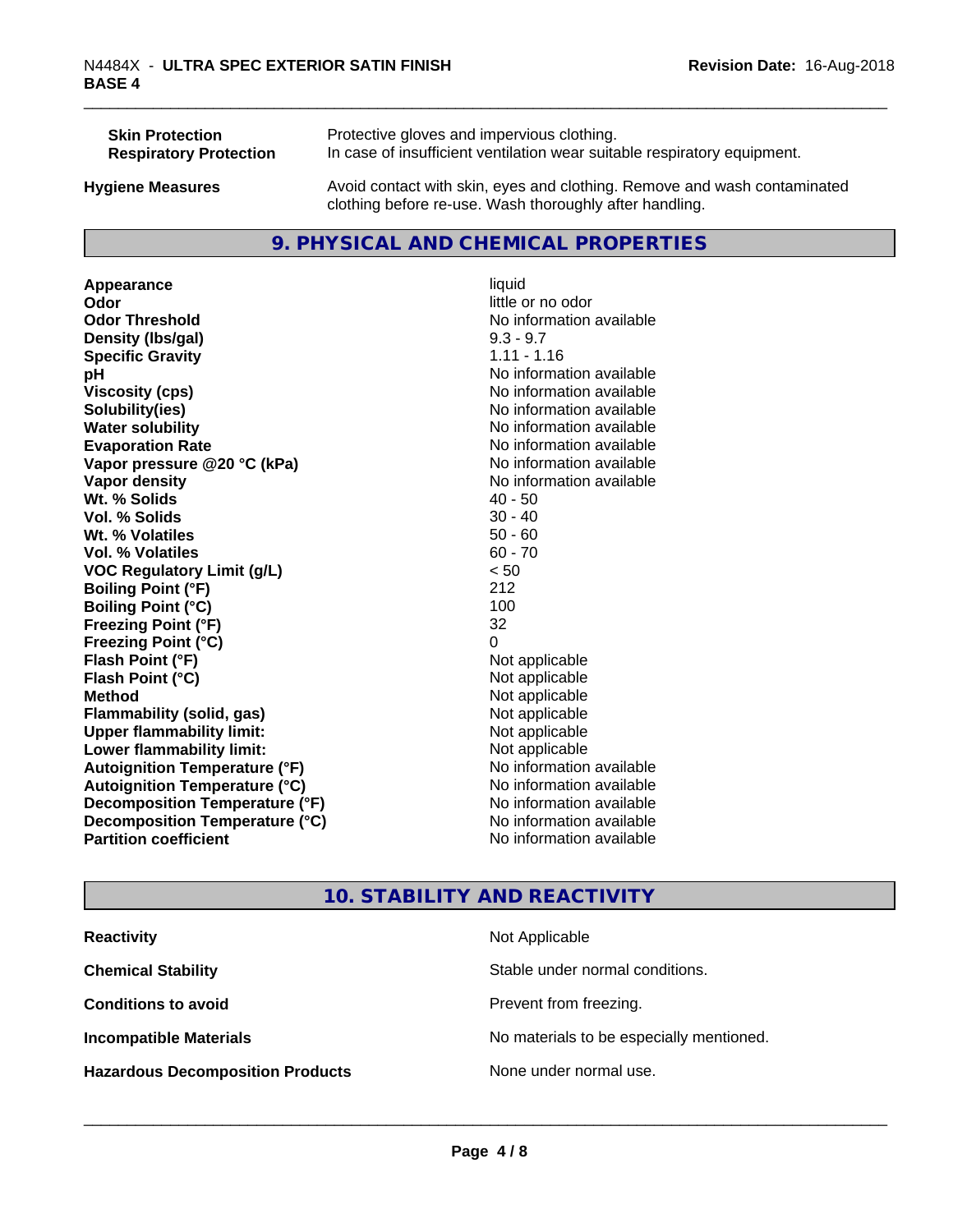| | |
|---|---|
| **Skin Protection** | Protective gloves and impervious clothing. |
| **Respiratory Protection** | In case of insufficient ventilation wear suitable respiratory equipment. |
| **Hygiene Measures** | Avoid contact with skin, eyes and clothing. Remove and wash contaminated clothing before re-use. Wash thoroughly after handling. |

## 9. PHYSICAL AND CHEMICAL PROPERTIES

| | |
|---|---|
| **Appearance** | liquid |
| **Odor** | little or no odor |
| **Odor Threshold** | No information available |
| **Density (lbs/gal)** | 9.3 - 9.7 |
| **Specific Gravity** | 1.11 - 1.16 |
| **pH** | No information available |
| **Viscosity (cps)** | No information available |
| **Solubility(ies)** | No information available |
| **Water solubility** | No information available |
| **Evaporation Rate** | No information available |
| **Vapor pressure @20 °C (kPa)** | No information available |
| **Vapor density** | No information available |
| **Wt. % Solids** | 40 - 50 |
| **Vol. % Solids** | 30 - 40 |
| **Wt. % Volatiles** | 50 - 60 |
| **Vol. % Volatiles** | 60 - 70 |
| **VOC Regulatory Limit (g/L)** | < 50 |
| **Boiling Point (°F)** | 212 |
| **Boiling Point (°C)** | 100 |
| **Freezing Point (°F)** | 32 |
| **Freezing Point (°C)** | 0 |
| **Flash Point (°F)** | Not applicable |
| **Flash Point (°C)** | Not applicable |
| **Method** | Not applicable |
| **Flammability (solid, gas)** | Not applicable |
| **Upper flammability limit:** | Not applicable |
| **Lower flammability limit:** | Not applicable |
| **Autoignition Temperature (°F)** | No information available |
| **Autoignition Temperature (°C)** | No information available |
| **Decomposition Temperature (°F)** | No information available |
| **Decomposition Temperature (°C)** | No information available |
| **Partition coefficient** | No information available |

## 10. STABILITY AND REACTIVITY

| | |
|---|---|
| **Reactivity** | Not Applicable |
| **Chemical Stability** | Stable under normal conditions. |
| **Conditions to avoid** | Prevent from freezing. |
| **Incompatible Materials** | No materials to be especially mentioned. |
| **Hazardous Decomposition Products** | None under normal use. |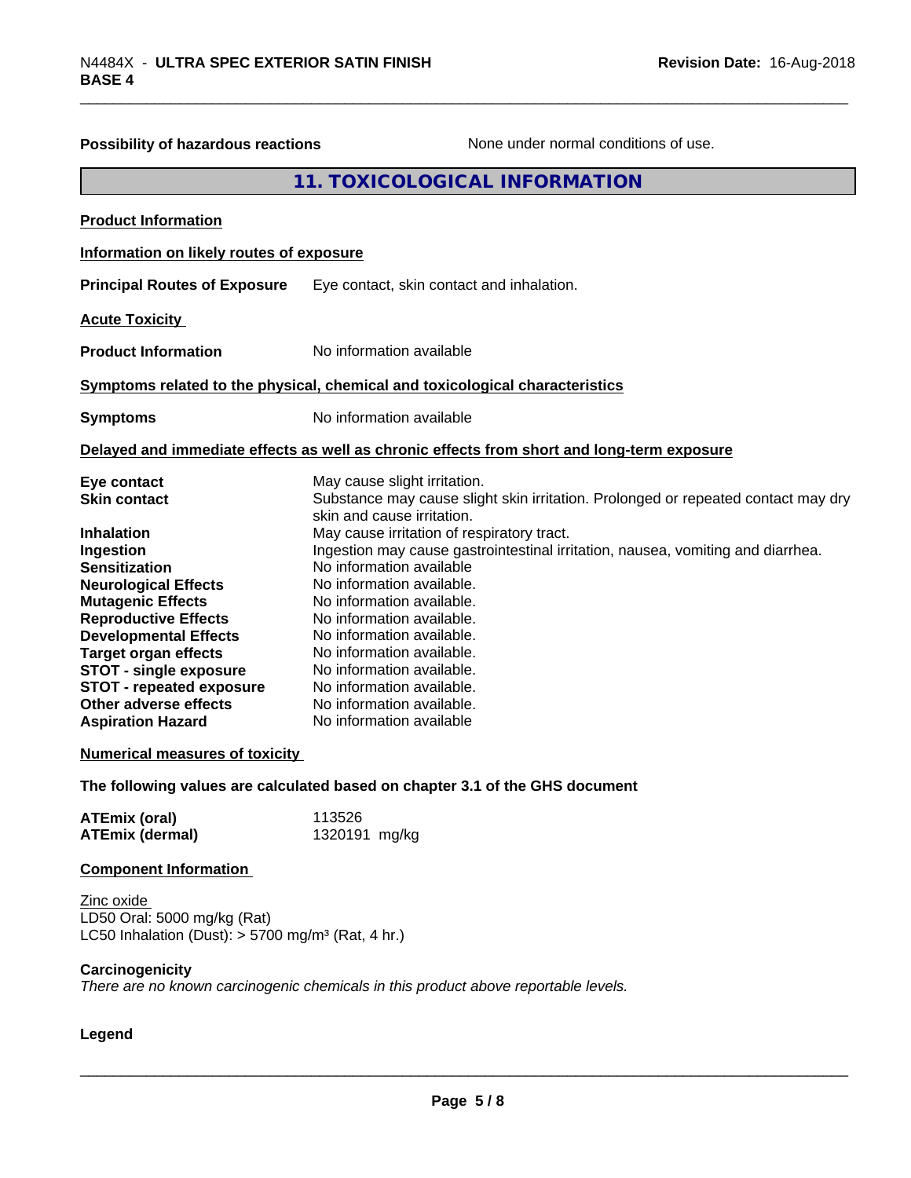**Possibility of hazardous reactions** None under normal conditions of use.

## 11. TOXICOLOGICAL INFORMATION

**Product Information**

**Information on likely routes of exposure**

**Principal Routes of Exposure** Eye contact, skin contact and inhalation.

**Acute Toxicity**

**Product Information** No information available

**Symptoms related to the physical, chemical and toxicological characteristics**

**Symptoms** No information available

**Delayed and immediate effects as well as chronic effects from short and long-term exposure**

| | |
|---|---|
| **Eye contact** | May cause slight irritation. |
| **Skin contact** | Substance may cause slight skin irritation. Prolonged or repeated contact may dry skin and cause irritation. |
| **Inhalation** | May cause irritation of respiratory tract. |
| **Ingestion** | Ingestion may cause gastrointestinal irritation, nausea, vomiting and diarrhea. |
| **Sensitization** | No information available |
| **Neurological Effects** | No information available. |
| **Mutagenic Effects** | No information available. |
| **Reproductive Effects** | No information available. |
| **Developmental Effects** | No information available. |
| **Target organ effects** | No information available. |
| **STOT - single exposure** | No information available. |
| **STOT - repeated exposure** | No information available. |
| **Other adverse effects** | No information available. |
| **Aspiration Hazard** | No information available |

**Numerical measures of toxicity**

**The following values are calculated based on chapter 3.1 of the GHS document**

| | |
|---|---|
| **ATEmix (oral)** | 113526 |
| **ATEmix (dermal)** | 1320191 mg/kg |

**Component Information**

Zinc oxide
LD50 Oral: 5000 mg/kg (Rat)
LC50 Inhalation (Dust): > 5700 mg/m³ (Rat, 4 hr.)

**Carcinogenicity**
*There are no known carcinogenic chemicals in this product above reportable levels.*

**Legend**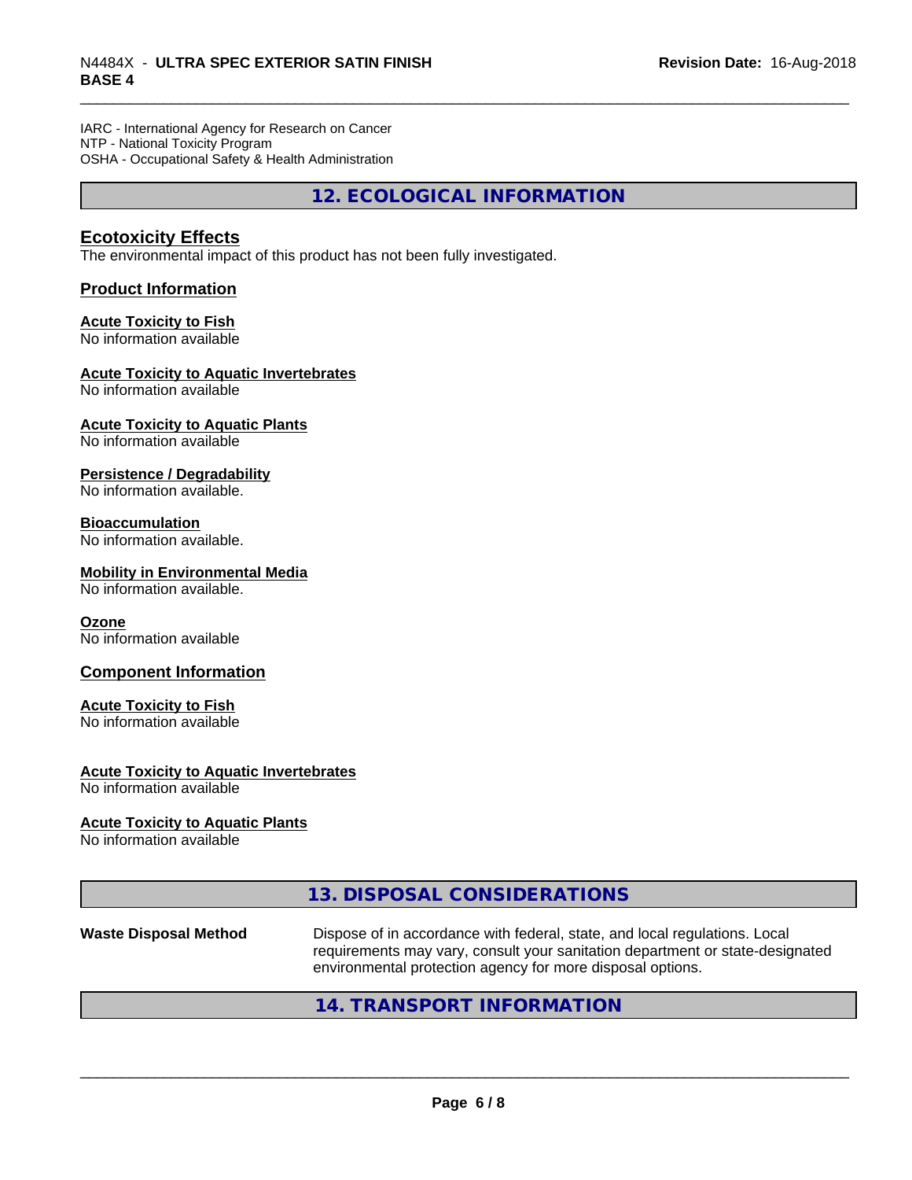IARC - International Agency for Research on Cancer
NTP - National Toxicity Program
OSHA - Occupational Safety & Health Administration

## 12. ECOLOGICAL INFORMATION

### Ecotoxicity Effects

The environmental impact of this product has not been fully investigated.

### Product Information

**Acute Toxicity to Fish**
No information available

**Acute Toxicity to Aquatic Invertebrates**
No information available

**Acute Toxicity to Aquatic Plants**
No information available

**Persistence / Degradability**
No information available.

**Bioaccumulation**
No information available.

**Mobility in Environmental Media**
No information available.

**Ozone**
No information available

### Component Information

**Acute Toxicity to Fish**
No information available

**Acute Toxicity to Aquatic Invertebrates**
No information available

**Acute Toxicity to Aquatic Plants**
No information available

## 13. DISPOSAL CONSIDERATIONS

**Waste Disposal Method** Dispose of in accordance with federal, state, and local regulations. Local requirements may vary, consult your sanitation department or state-designated environmental protection agency for more disposal options.

## 14. TRANSPORT INFORMATION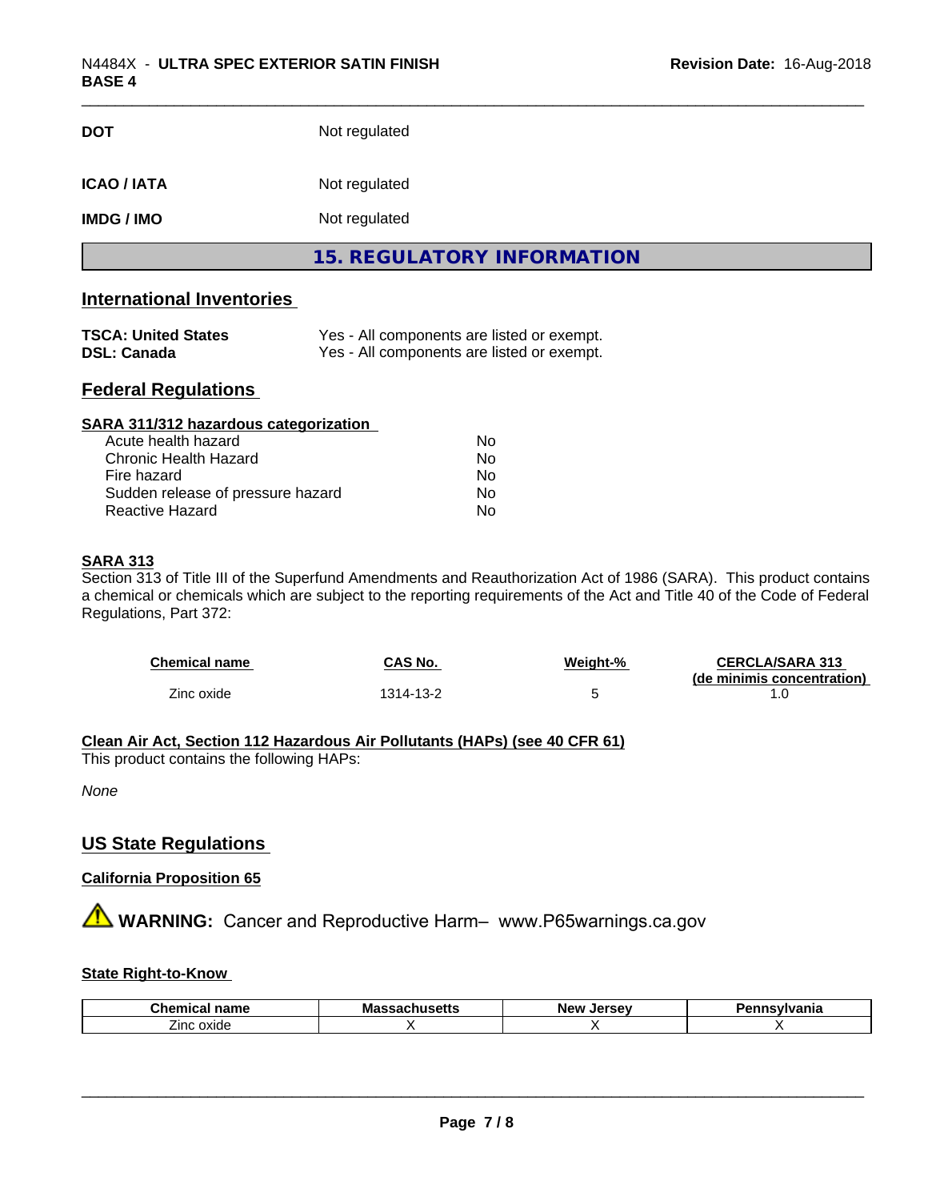| | |
|---|---|
| **DOT** | Not regulated |
| **ICAO / IATA** | Not regulated |
| **IMDG / IMO** | Not regulated |

## 15. REGULATORY INFORMATION

### International Inventories

| | |
|---|---|
| **TSCA: United States** | Yes - All components are listed or exempt. |
| **DSL: Canada** | Yes - All components are listed or exempt. |

### Federal Regulations

**SARA 311/312 hazardous categorization**

| | |
|---|---|
| Acute health hazard | No |
| Chronic Health Hazard | No |
| Fire hazard | No |
| Sudden release of pressure hazard | No |
| Reactive Hazard | No |

**SARA 313**

Section 313 of Title III of the Superfund Amendments and Reauthorization Act of 1986 (SARA). This product contains a chemical or chemicals which are subject to the reporting requirements of the Act and Title 40 of the Code of Federal Regulations, Part 372:

| Chemical name | CAS No. | Weight-% | CERCLA/SARA 313 (de minimis concentration) |
|---|---|---|---|
| Zinc oxide | 1314-13-2 | 5 | 1.0 |

**Clean Air Act, Section 112 Hazardous Air Pollutants (HAPs) (see 40 CFR 61)**

This product contains the following HAPs:

*None*

### US State Regulations

**California Proposition 65**

⚠ **WARNING:** Cancer and Reproductive Harm– www.P65warnings.ca.gov

**State Right-to-Know**

| Chemical name | Massachusetts | New Jersey | Pennsylvania |
|---|---|---|---|
| Zinc oxide | X | X | X |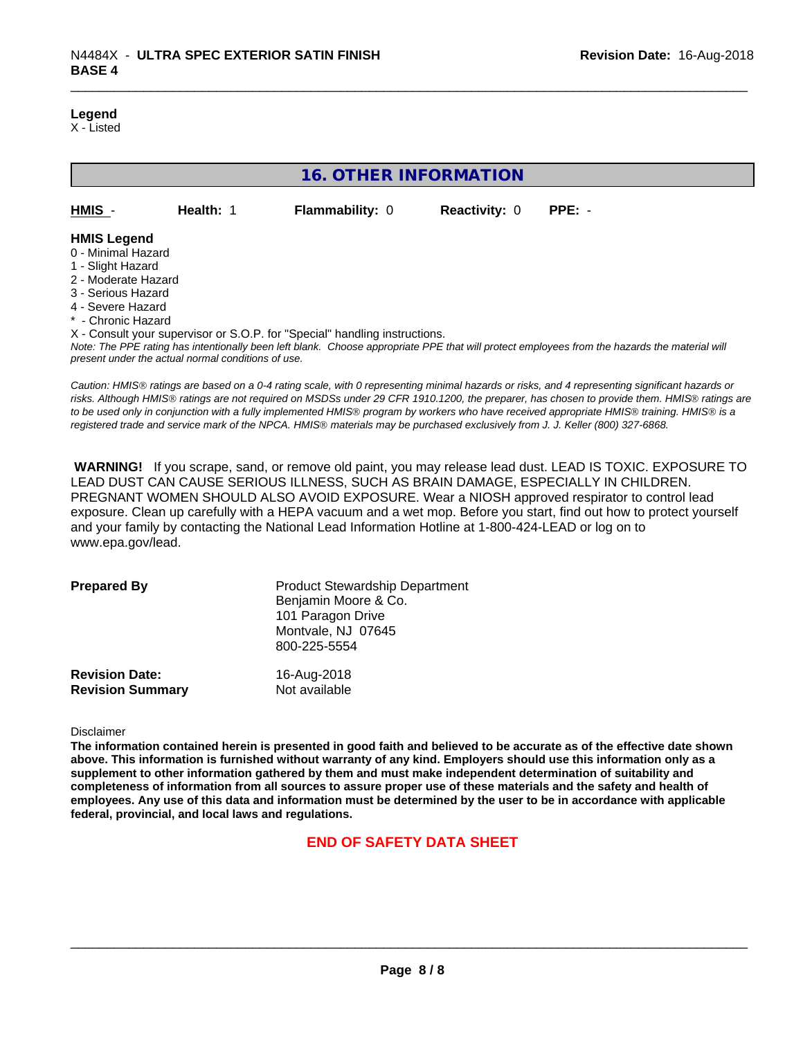**Legend**
X - Listed

## 16. OTHER INFORMATION

| HMIS - | Health: 1 | Flammability: 0 | Reactivity: 0 | PPE: - |
|---|---|---|---|---|

**HMIS Legend**
0 - Minimal Hazard
1 - Slight Hazard
2 - Moderate Hazard
3 - Serious Hazard
4 - Severe Hazard
* - Chronic Hazard
X - Consult your supervisor or S.O.P. for "Special" handling instructions.
*Note: The PPE rating has intentionally been left blank. Choose appropriate PPE that will protect employees from the hazards the material will present under the actual normal conditions of use.*

*Caution: HMIS® ratings are based on a 0-4 rating scale, with 0 representing minimal hazards or risks, and 4 representing significant hazards or risks. Although HMIS® ratings are not required on MSDSs under 29 CFR 1910.1200, the preparer, has chosen to provide them. HMIS® ratings are to be used only in conjunction with a fully implemented HMIS® program by workers who have received appropriate HMIS® training. HMIS® is a registered trade and service mark of the NPCA. HMIS® materials may be purchased exclusively from J. J. Keller (800) 327-6868.*

**WARNING!** If you scrape, sand, or remove old paint, you may release lead dust. LEAD IS TOXIC. EXPOSURE TO LEAD DUST CAN CAUSE SERIOUS ILLNESS, SUCH AS BRAIN DAMAGE, ESPECIALLY IN CHILDREN. PREGNANT WOMEN SHOULD ALSO AVOID EXPOSURE. Wear a NIOSH approved respirator to control lead exposure. Clean up carefully with a HEPA vacuum and a wet mop. Before you start, find out how to protect yourself and your family by contacting the National Lead Information Hotline at 1-800-424-LEAD or log on to www.epa.gov/lead.

**Prepared By**
Product Stewardship Department
Benjamin Moore & Co.
101 Paragon Drive
Montvale, NJ 07645
800-225-5554

**Revision Date:** 16-Aug-2018
**Revision Summary** Not available

Disclaimer

**The information contained herein is presented in good faith and believed to be accurate as of the effective date shown above. This information is furnished without warranty of any kind. Employers should use this information only as a supplement to other information gathered by them and must make independent determination of suitability and completeness of information from all sources to assure proper use of these materials and the safety and health of employees. Any use of this data and information must be determined by the user to be in accordance with applicable federal, provincial, and local laws and regulations.**

**END OF SAFETY DATA SHEET**